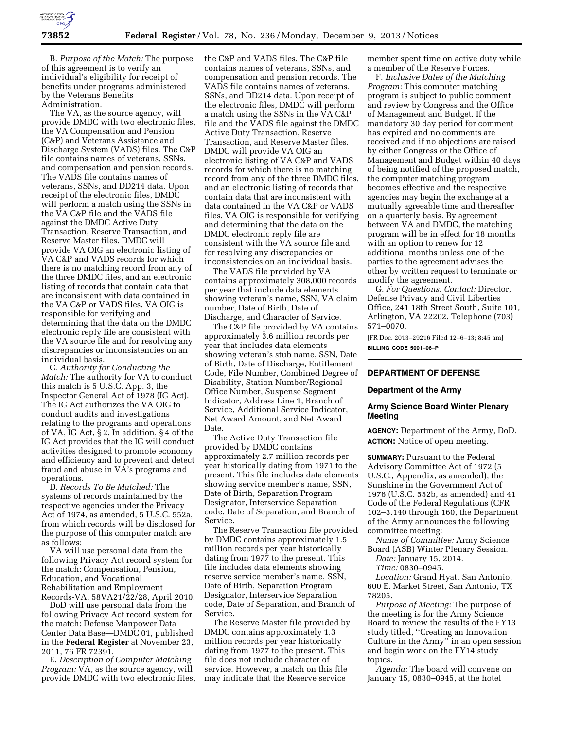B. *Purpose of the Match:* The purpose of this agreement is to verify an individual's eligibility for receipt of benefits under programs administered by the Veterans Benefits Administration.

The VA, as the source agency, will provide DMDC with two electronic files, the VA Compensation and Pension (C&P) and Veterans Assistance and Discharge System (VADS) files. The C&P file contains names of veterans, SSNs, and compensation and pension records. The VADS file contains names of veterans, SSNs, and DD214 data. Upon receipt of the electronic files, DMDC will perform a match using the SSNs in the VA C&P file and the VADS file against the DMDC Active Duty Transaction, Reserve Transaction, and Reserve Master files. DMDC will provide VA OIG an electronic listing of VA C&P and VADS records for which there is no matching record from any of the three DMDC files, and an electronic listing of records that contain data that are inconsistent with data contained in the VA C&P or VADS files. VA OIG is responsible for verifying and determining that the data on the DMDC electronic reply file are consistent with the VA source file and for resolving any discrepancies or inconsistencies on an individual basis.

C. *Authority for Conducting the Match:* The authority for VA to conduct this match is 5 U.S.C. App. 3, the Inspector General Act of 1978 (IG Act). The IG Act authorizes the VA OIG to conduct audits and investigations relating to the programs and operations of VA, IG Act, § 2. In addition, § 4 of the IG Act provides that the IG will conduct activities designed to promote economy and efficiency and to prevent and detect fraud and abuse in VA's programs and operations.

D. *Records To Be Matched:* The systems of records maintained by the respective agencies under the Privacy Act of 1974, as amended, 5 U.S.C. 552a, from which records will be disclosed for the purpose of this computer match are as follows:

VA will use personal data from the following Privacy Act record system for the match: Compensation, Pension, Education, and Vocational Rehabilitation and Employment Records-VA, 58VA21/22/28, April 2010.

DoD will use personal data from the following Privacy Act record system for the match: Defense Manpower Data Center Data Base—DMDC 01, published in the **Federal Register** at November 23, 2011, 76 FR 72391.

E. *Description of Computer Matching Program:* VA, as the source agency, will provide DMDC with two electronic files, the C&P and VADS files. The C&P file contains names of veterans, SSNs, and compensation and pension records. The VADS file contains names of veterans, SSNs, and DD214 data. Upon receipt of the electronic files, DMDC will perform a match using the SSNs in the VA C&P file and the VADS file against the DMDC Active Duty Transaction, Reserve Transaction, and Reserve Master files. DMDC will provide VA OIG an electronic listing of VA C&P and VADS records for which there is no matching record from any of the three DMDC files, and an electronic listing of records that contain data that are inconsistent with data contained in the VA C&P or VADS files. VA OIG is responsible for verifying and determining that the data on the DMDC electronic reply file are consistent with the VA source file and for resolving any discrepancies or inconsistencies on an individual basis.

The VADS file provided by VA contains approximately 308,000 records per year that include data elements showing veteran's name, SSN, VA claim number, Date of Birth, Date of Discharge, and Character of Service.

The C&P file provided by VA contains approximately 3.6 million records per year that includes data elements showing veteran's stub name, SSN, Date of Birth, Date of Discharge, Entitlement Code, File Number, Combined Degree of Disability, Station Number/Regional Office Number, Suspense Segment Indicator, Address Line 1, Branch of Service, Additional Service Indicator, Net Award Amount, and Net Award Date.

The Active Duty Transaction file provided by DMDC contains approximately 2.7 million records per year historically dating from 1971 to the present. This file includes data elements showing service member's name, SSN, Date of Birth, Separation Program Designator, Interservice Separation code, Date of Separation, and Branch of Service.

The Reserve Transaction file provided by DMDC contains approximately 1.5 million records per year historically dating from 1977 to the present. This file includes data elements showing reserve service member's name, SSN, Date of Birth, Separation Program Designator, Interservice Separation code, Date of Separation, and Branch of Service.

The Reserve Master file provided by DMDC contains approximately 1.3 million records per year historically dating from 1977 to the present. This file does not include character of service. However, a match on this file may indicate that the Reserve service member spent time on active duty while a member of the Reserve Forces.

F. *Inclusive Dates of the Matching Program:* This computer matching program is subject to public comment and review by Congress and the Office of Management and Budget. If the mandatory 30 day period for comment has expired and no comments are received and if no objections are raised by either Congress or the Office of Management and Budget within 40 days of being notified of the proposed match, the computer matching program becomes effective and the respective agencies may begin the exchange at a mutually agreeable time and thereafter on a quarterly basis. By agreement between VA and DMDC, the matching program will be in effect for 18 months with an option to renew for 12 additional months unless one of the parties to the agreement advises the other by written request to terminate or modify the agreement.

G. *For Questions, Contact:* Director, Defense Privacy and Civil Liberties Office, 241 18th Street South, Suite 101, Arlington, VA 22202. Telephone (703) 571–0070.

[FR Doc. 2013–29216 Filed 12–6–13; 8:45 am]

**BILLING CODE 5001–06–P**

## DEPARTMENT OF DEFENSE

### Department of the Army

### Army Science Board Winter Plenary Meeting

**AGENCY:** Department of the Army, DoD.

**ACTION:** Notice of open meeting.

**SUMMARY:** Pursuant to the Federal Advisory Committee Act of 1972 (5 U.S.C., Appendix, as amended), the Sunshine in the Government Act of 1976 (U.S.C. 552b, as amended) and 41 Code of the Federal Regulations (CFR 102–3.140 through 160, the Department of the Army announces the following committee meeting:

*Name of Committee:* Army Science Board (ASB) Winter Plenary Session.

*Date:* January 15, 2014.

*Time:* 0830–0945.

*Location:* Grand Hyatt San Antonio, 600 E. Market Street, San Antonio, TX 78205.

*Purpose of Meeting:* The purpose of the meeting is for the Army Science Board to review the results of the FY13 study titled, ''Creating an Innovation Culture in the Army'' in an open session and begin work on the FY14 study topics.

*Agenda:* The board will convene on January 15, 0830–0945, at the hotel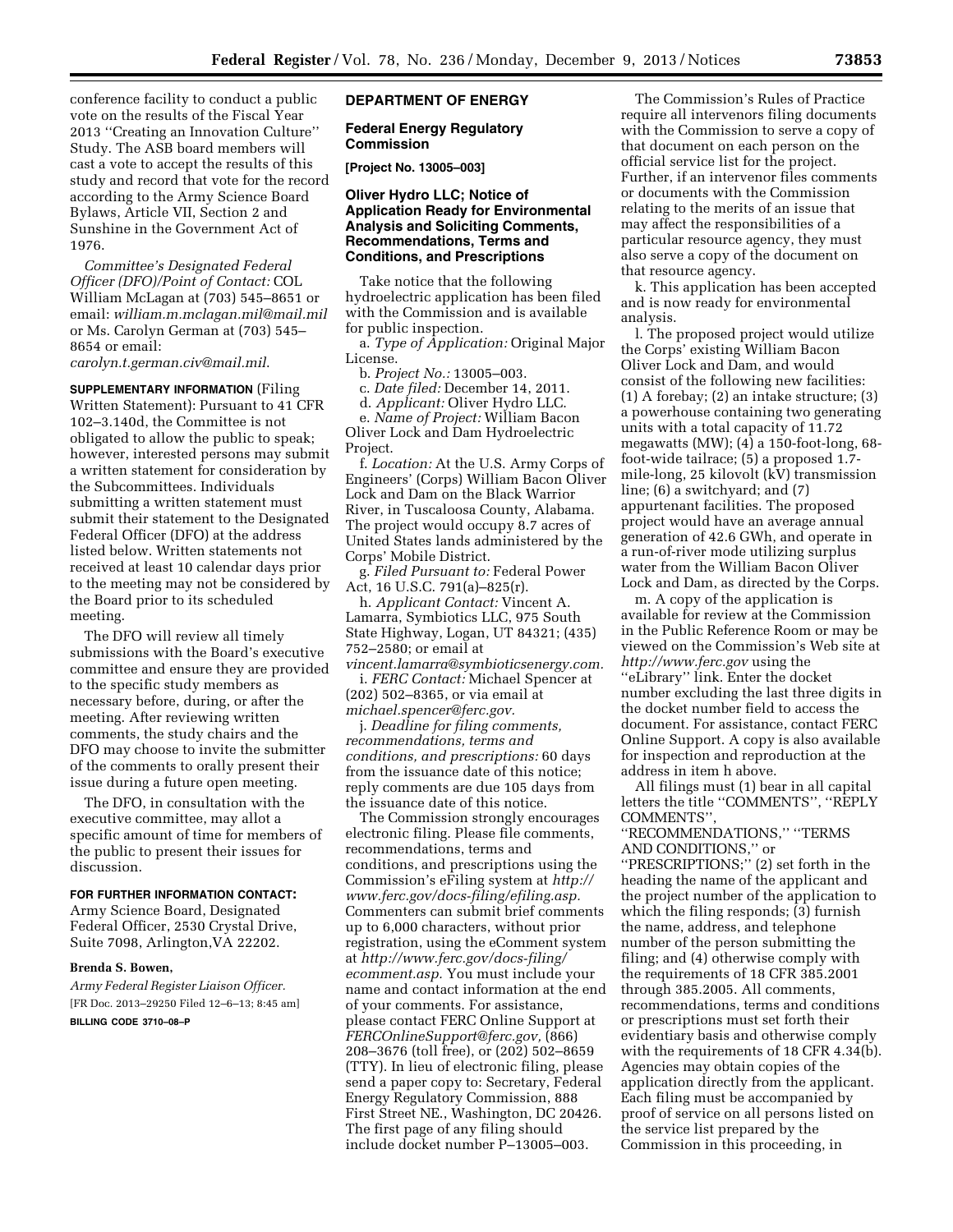conference facility to conduct a public vote on the results of the Fiscal Year 2013 ''Creating an Innovation Culture'' Study. The ASB board members will cast a vote to accept the results of this study and record that vote for the record according to the Army Science Board Bylaws, Article VII, Section 2 and Sunshine in the Government Act of 1976.

*Committee's Designated Federal Officer (DFO)/Point of Contact:* COL William McLagan at (703) 545–8651 or email: *william.m.mclagan.mil@mail.mil* or Ms. Carolyn German at (703) 545–8654 or email: *carolyn.t.german.civ@mail.mil.*

**SUPPLEMENTARY INFORMATION** (Filing Written Statement): Pursuant to 41 CFR 102–3.140d, the Committee is not obligated to allow the public to speak; however, interested persons may submit a written statement for consideration by the Subcommittees. Individuals submitting a written statement must submit their statement to the Designated Federal Officer (DFO) at the address listed below. Written statements not received at least 10 calendar days prior to the meeting may not be considered by the Board prior to its scheduled meeting.

The DFO will review all timely submissions with the Board's executive committee and ensure they are provided to the specific study members as necessary before, during, or after the meeting. After reviewing written comments, the study chairs and the DFO may choose to invite the submitter of the comments to orally present their issue during a future open meeting.

The DFO, in consultation with the executive committee, may allot a specific amount of time for members of the public to present their issues for discussion.

**FOR FURTHER INFORMATION CONTACT:** Army Science Board, Designated Federal Officer, 2530 Crystal Drive, Suite 7098, Arlington,VA 22202.

**Brenda S. Bowen,**

*Army Federal Register Liaison Officer.*

[FR Doc. 2013–29250 Filed 12–6–13; 8:45 am]

**BILLING CODE 3710–08–P**

## DEPARTMENT OF ENERGY

### Federal Energy Regulatory Commission

**[Project No. 13005–003]**

### Oliver Hydro LLC; Notice of Application Ready for Environmental Analysis and Soliciting Comments, Recommendations, Terms and Conditions, and Prescriptions

Take notice that the following hydroelectric application has been filed with the Commission and is available for public inspection.

a. *Type of Application:* Original Major License.

b. *Project No.:* 13005–003.

c. *Date filed:* December 14, 2011.

d. *Applicant:* Oliver Hydro LLC.

e. *Name of Project:* William Bacon Oliver Lock and Dam Hydroelectric Project.

f. *Location:* At the U.S. Army Corps of Engineers' (Corps) William Bacon Oliver Lock and Dam on the Black Warrior River, in Tuscaloosa County, Alabama. The project would occupy 8.7 acres of United States lands administered by the Corps' Mobile District.

g. *Filed Pursuant to:* Federal Power Act, 16 U.S.C. 791(a)–825(r).

h. *Applicant Contact:* Vincent A. Lamarra, Symbiotics LLC, 975 South State Highway, Logan, UT 84321; (435) 752–2580; or email at *vincent.lamarra@symbioticsenergy.com.*

i. *FERC Contact:* Michael Spencer at (202) 502–8365, or via email at *michael.spencer@ferc.gov.*

j. *Deadline for filing comments, recommendations, terms and conditions, and prescriptions:* 60 days from the issuance date of this notice; reply comments are due 105 days from the issuance date of this notice.

The Commission strongly encourages electronic filing. Please file comments, recommendations, terms and conditions, and prescriptions using the Commission's eFiling system at *http://www.ferc.gov/docs-filing/efiling.asp.* Commenters can submit brief comments up to 6,000 characters, without prior registration, using the eComment system at *http://www.ferc.gov/docs-filing/ecomment.asp.* You must include your name and contact information at the end of your comments. For assistance, please contact FERC Online Support at *FERCOnlineSupport@ferc.gov,* (866) 208–3676 (toll free), or (202) 502–8659 (TTY). In lieu of electronic filing, please send a paper copy to: Secretary, Federal Energy Regulatory Commission, 888 First Street NE., Washington, DC 20426. The first page of any filing should include docket number P–13005–003.

The Commission's Rules of Practice require all intervenors filing documents with the Commission to serve a copy of that document on each person on the official service list for the project. Further, if an intervenor files comments or documents with the Commission relating to the merits of an issue that may affect the responsibilities of a particular resource agency, they must also serve a copy of the document on that resource agency.

k. This application has been accepted and is now ready for environmental analysis.

l. The proposed project would utilize the Corps' existing William Bacon Oliver Lock and Dam, and would consist of the following new facilities: (1) A forebay; (2) an intake structure; (3) a powerhouse containing two generating units with a total capacity of 11.72 megawatts (MW); (4) a 150-foot-long, 68-foot-wide tailrace; (5) a proposed 1.7-mile-long, 25 kilovolt (kV) transmission line; (6) a switchyard; and (7) appurtenant facilities. The proposed project would have an average annual generation of 42.6 GWh, and operate in a run-of-river mode utilizing surplus water from the William Bacon Oliver Lock and Dam, as directed by the Corps.

m. A copy of the application is available for review at the Commission in the Public Reference Room or may be viewed on the Commission's Web site at *http://www.ferc.gov* using the ''eLibrary'' link. Enter the docket number excluding the last three digits in the docket number field to access the document. For assistance, contact FERC Online Support. A copy is also available for inspection and reproduction at the address in item h above.

All filings must (1) bear in all capital letters the title ''COMMENTS'', ''REPLY COMMENTS'', ''RECOMMENDATIONS,'' ''TERMS AND CONDITIONS,'' or ''PRESCRIPTIONS;'' (2) set forth in the heading the name of the applicant and the project number of the application to which the filing responds; (3) furnish the name, address, and telephone number of the person submitting the filing; and (4) otherwise comply with the requirements of 18 CFR 385.2001 through 385.2005. All comments, recommendations, terms and conditions or prescriptions must set forth their evidentiary basis and otherwise comply with the requirements of 18 CFR 4.34(b). Agencies may obtain copies of the application directly from the applicant. Each filing must be accompanied by proof of service on all persons listed on the service list prepared by the Commission in this proceeding, in